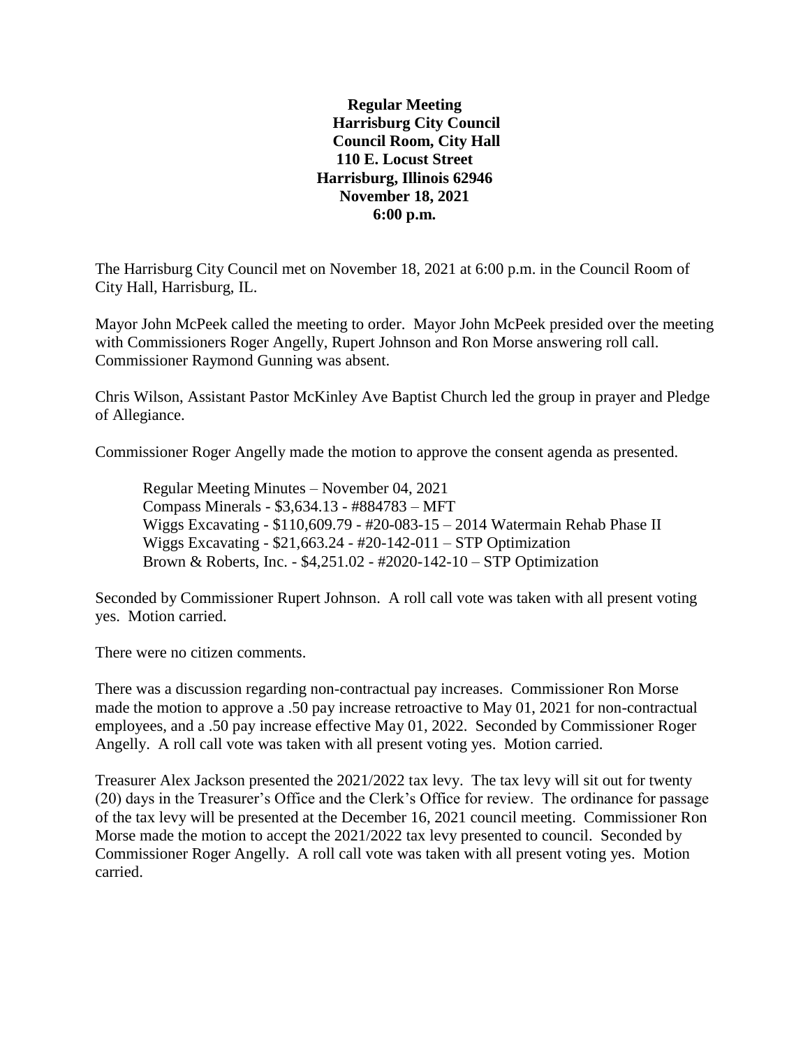**Regular Meeting**
**Harrisburg City Council**
**Council Room, City Hall**
**110 E. Locust Street**
**Harrisburg, Illinois 62946**
**November 18, 2021**
**6:00 p.m.**

The Harrisburg City Council met on November 18, 2021 at 6:00 p.m. in the Council Room of City Hall, Harrisburg, IL.

Mayor John McPeek called the meeting to order. Mayor John McPeek presided over the meeting with Commissioners Roger Angelly, Rupert Johnson and Ron Morse answering roll call. Commissioner Raymond Gunning was absent.

Chris Wilson, Assistant Pastor McKinley Ave Baptist Church led the group in prayer and Pledge of Allegiance.

Commissioner Roger Angelly made the motion to approve the consent agenda as presented.

Regular Meeting Minutes – November 04, 2021
Compass Minerals - $3,634.13 - #884783 – MFT
Wiggs Excavating - $110,609.79 - #20-083-15 – 2014 Watermain Rehab Phase II
Wiggs Excavating - $21,663.24 - #20-142-011 – STP Optimization
Brown & Roberts, Inc. - $4,251.02 - #2020-142-10 – STP Optimization

Seconded by Commissioner Rupert Johnson. A roll call vote was taken with all present voting yes. Motion carried.

There were no citizen comments.

There was a discussion regarding non-contractual pay increases. Commissioner Ron Morse made the motion to approve a .50 pay increase retroactive to May 01, 2021 for non-contractual employees, and a .50 pay increase effective May 01, 2022. Seconded by Commissioner Roger Angelly. A roll call vote was taken with all present voting yes. Motion carried.

Treasurer Alex Jackson presented the 2021/2022 tax levy. The tax levy will sit out for twenty (20) days in the Treasurer's Office and the Clerk's Office for review. The ordinance for passage of the tax levy will be presented at the December 16, 2021 council meeting. Commissioner Ron Morse made the motion to accept the 2021/2022 tax levy presented to council. Seconded by Commissioner Roger Angelly. A roll call vote was taken with all present voting yes. Motion carried.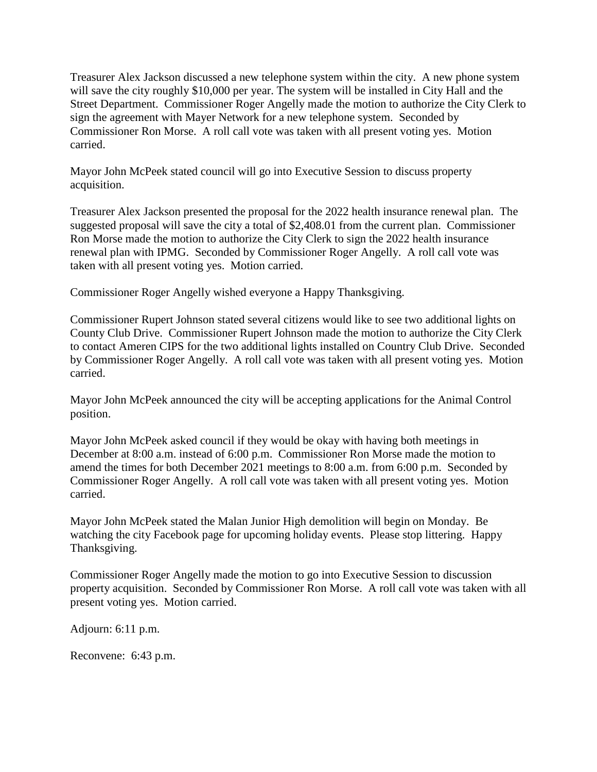Treasurer Alex Jackson discussed a new telephone system within the city. A new phone system will save the city roughly $10,000 per year. The system will be installed in City Hall and the Street Department. Commissioner Roger Angelly made the motion to authorize the City Clerk to sign the agreement with Mayer Network for a new telephone system. Seconded by Commissioner Ron Morse. A roll call vote was taken with all present voting yes. Motion carried.

Mayor John McPeek stated council will go into Executive Session to discuss property acquisition.

Treasurer Alex Jackson presented the proposal for the 2022 health insurance renewal plan. The suggested proposal will save the city a total of $2,408.01 from the current plan. Commissioner Ron Morse made the motion to authorize the City Clerk to sign the 2022 health insurance renewal plan with IPMG. Seconded by Commissioner Roger Angelly. A roll call vote was taken with all present voting yes. Motion carried.

Commissioner Roger Angelly wished everyone a Happy Thanksgiving.

Commissioner Rupert Johnson stated several citizens would like to see two additional lights on County Club Drive. Commissioner Rupert Johnson made the motion to authorize the City Clerk to contact Ameren CIPS for the two additional lights installed on Country Club Drive. Seconded by Commissioner Roger Angelly. A roll call vote was taken with all present voting yes. Motion carried.

Mayor John McPeek announced the city will be accepting applications for the Animal Control position.

Mayor John McPeek asked council if they would be okay with having both meetings in December at 8:00 a.m. instead of 6:00 p.m. Commissioner Ron Morse made the motion to amend the times for both December 2021 meetings to 8:00 a.m. from 6:00 p.m. Seconded by Commissioner Roger Angelly. A roll call vote was taken with all present voting yes. Motion carried.

Mayor John McPeek stated the Malan Junior High demolition will begin on Monday. Be watching the city Facebook page for upcoming holiday events. Please stop littering. Happy Thanksgiving.

Commissioner Roger Angelly made the motion to go into Executive Session to discussion property acquisition. Seconded by Commissioner Ron Morse. A roll call vote was taken with all present voting yes. Motion carried.

Adjourn: 6:11 p.m.

Reconvene: 6:43 p.m.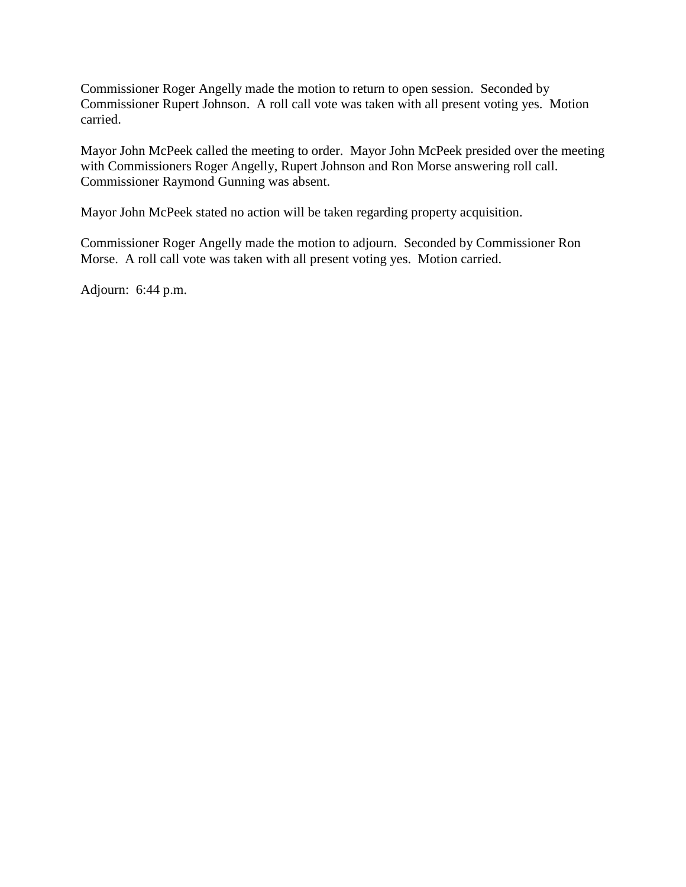Commissioner Roger Angelly made the motion to return to open session. Seconded by Commissioner Rupert Johnson. A roll call vote was taken with all present voting yes. Motion carried.

Mayor John McPeek called the meeting to order. Mayor John McPeek presided over the meeting with Commissioners Roger Angelly, Rupert Johnson and Ron Morse answering roll call. Commissioner Raymond Gunning was absent.

Mayor John McPeek stated no action will be taken regarding property acquisition.

Commissioner Roger Angelly made the motion to adjourn. Seconded by Commissioner Ron Morse. A roll call vote was taken with all present voting yes. Motion carried.

Adjourn: 6:44 p.m.